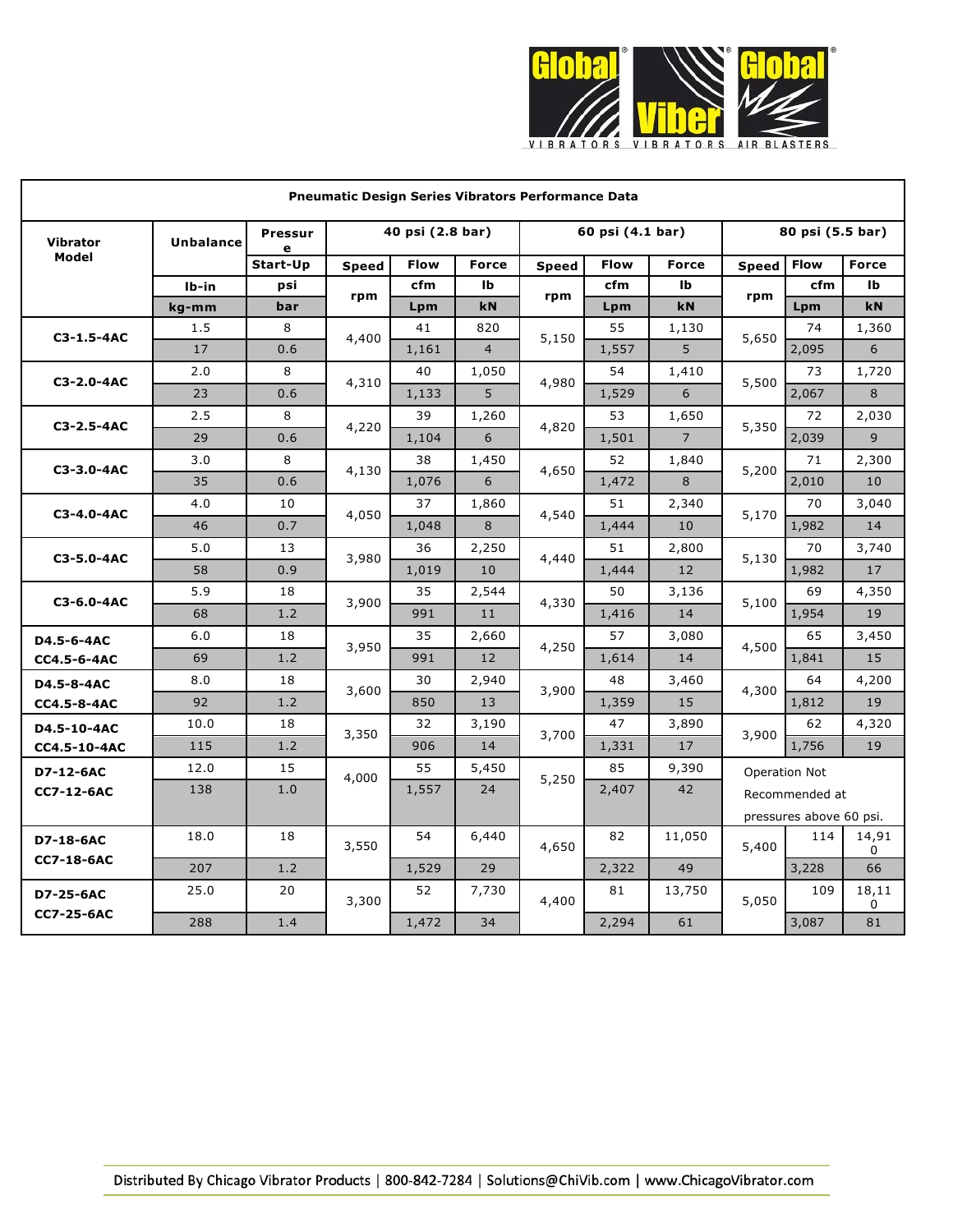**Pneumatic Design Series Vibrators Performance Data**

| Vibrator Model | Unbalance | Pressure | 40 psi (2.8 bar) | | | 60 psi (4.1 bar) | | | 80 psi (5.5 bar) | | |
|---|---|---|---|---|---|---|---|---|---|---|---|
| | | Start-Up | Speed | Flow | Force | Speed | Flow | Force | Speed | Flow | Force |
| | lb-in | psi | rpm | cfm | lb | rpm | cfm | lb | rpm | cfm | lb |
| | kg-mm | bar | | Lpm | kN | | Lpm | kN | | Lpm | kN |
| C3-1.5-4AC | 1.5 | 8 | 4,400 | 41 | 820 | 5,150 | 55 | 1,130 | 5,650 | 74 | 1,360 |
| | 17 | 0.6 | | 1,161 | 4 | | 1,557 | 5 | | 2,095 | 6 |
| C3-2.0-4AC | 2.0 | 8 | 4,310 | 40 | 1,050 | 4,980 | 54 | 1,410 | 5,500 | 73 | 1,720 |
| | 23 | 0.6 | | 1,133 | 5 | | 1,529 | 6 | | 2,067 | 8 |
| C3-2.5-4AC | 2.5 | 8 | 4,220 | 39 | 1,260 | 4,820 | 53 | 1,650 | 5,350 | 72 | 2,030 |
| | 29 | 0.6 | | 1,104 | 6 | | 1,501 | 7 | | 2,039 | 9 |
| C3-3.0-4AC | 3.0 | 8 | 4,130 | 38 | 1,450 | 4,650 | 52 | 1,840 | 5,200 | 71 | 2,300 |
| | 35 | 0.6 | | 1,076 | 6 | | 1,472 | 8 | | 2,010 | 10 |
| C3-4.0-4AC | 4.0 | 10 | 4,050 | 37 | 1,860 | 4,540 | 51 | 2,340 | 5,170 | 70 | 3,040 |
| | 46 | 0.7 | | 1,048 | 8 | | 1,444 | 10 | | 1,982 | 14 |
| C3-5.0-4AC | 5.0 | 13 | 3,980 | 36 | 2,250 | 4,440 | 51 | 2,800 | 5,130 | 70 | 3,740 |
| | 58 | 0.9 | | 1,019 | 10 | | 1,444 | 12 | | 1,982 | 17 |
| C3-6.0-4AC | 5.9 | 18 | 3,900 | 35 | 2,544 | 4,330 | 50 | 3,136 | 5,100 | 69 | 4,350 |
| | 68 | 1.2 | | 991 | 11 | | 1,416 | 14 | | 1,954 | 19 |
| D4.5-6-4AC CC4.5-6-4AC | 6.0 | 18 | 3,950 | 35 | 2,660 | 4,250 | 57 | 3,080 | 4,500 | 65 | 3,450 |
| | 69 | 1.2 | | 991 | 12 | | 1,614 | 14 | | 1,841 | 15 |
| D4.5-8-4AC CC4.5-8-4AC | 8.0 | 18 | 3,600 | 30 | 2,940 | 3,900 | 48 | 3,460 | 4,300 | 64 | 4,200 |
| | 92 | 1.2 | | 850 | 13 | | 1,359 | 15 | | 1,812 | 19 |
| D4.5-10-4AC CC4.5-10-4AC | 10.0 | 18 | 3,350 | 32 | 3,190 | 3,700 | 47 | 3,890 | 3,900 | 62 | 4,320 |
| | 115 | 1.2 | | 906 | 14 | | 1,331 | 17 | | 1,756 | 19 |
| D7-12-6AC CC7-12-6AC | 12.0 | 15 | 4,000 | 55 | 5,450 | 5,250 | 85 | 9,390 | Operation Not Recommended at pressures above 60 psi. | | |
| | 138 | 1.0 | | 1,557 | 24 | | 2,407 | 42 | | | |
| D7-18-6AC CC7-18-6AC | 18.0 | 18 | 3,550 | 54 | 6,440 | 4,650 | 82 | 11,050 | 5,400 | 114 | 14,910 |
| | 207 | 1.2 | | 1,529 | 29 | | 2,322 | 49 | | 3,228 | 66 |
| D7-25-6AC CC7-25-6AC | 25.0 | 20 | 3,300 | 52 | 7,730 | 4,400 | 81 | 13,750 | 5,050 | 109 | 18,110 |
| | 288 | 1.4 | | 1,472 | 34 | | 2,294 | 61 | | 3,087 | 81 |

Distributed By Chicago Vibrator Products | 800-842-7284 | Solutions@ChiVib.com | www.ChicagoVibrator.com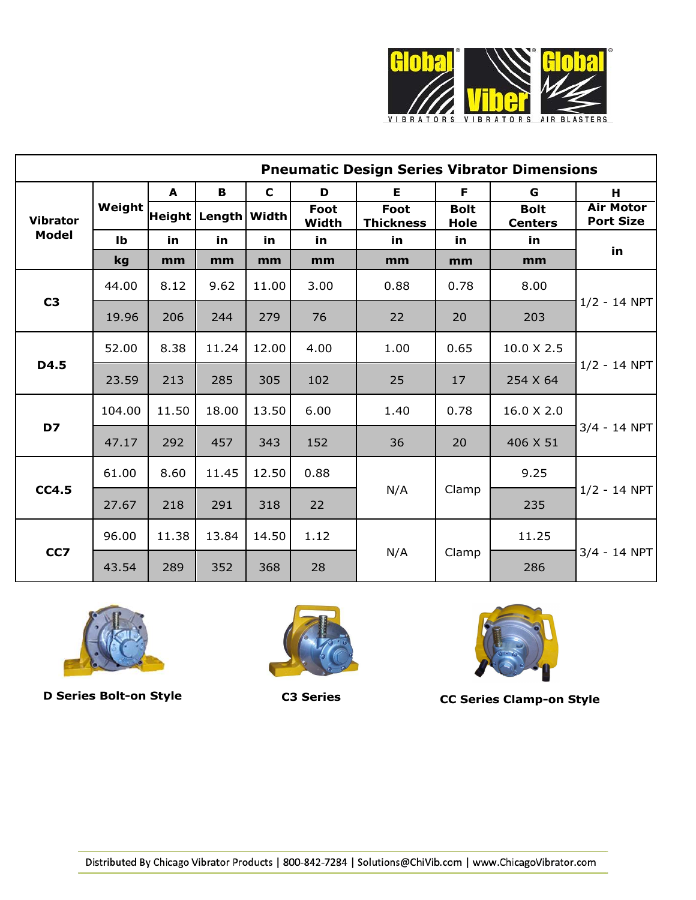# Pneumatic Design Series Vibrator Dimensions

| Vibrator Model | Weight | A | B | C | D | E | F | G | H |
|---|---|---|---|---|---|---|---|---|---|
| | | Height | Length | Width | Foot Width | Foot Thickness | Bolt Hole | Bolt Centers | Air Motor Port Size |
| | lb | in | in | in | in | in | in | in | in |
| | kg | mm | mm | mm | mm | mm | mm | mm | |
| C3 | 44.00 | 8.12 | 9.62 | 11.00 | 3.00 | 0.88 | 0.78 | 8.00 | 1/2 - 14 NPT |
| | 19.96 | 206 | 244 | 279 | 76 | 22 | 20 | 203 | |
| D4.5 | 52.00 | 8.38 | 11.24 | 12.00 | 4.00 | 1.00 | 0.65 | 10.0 X 2.5 | 1/2 - 14 NPT |
| | 23.59 | 213 | 285 | 305 | 102 | 25 | 17 | 254 X 64 | |
| D7 | 104.00 | 11.50 | 18.00 | 13.50 | 6.00 | 1.40 | 0.78 | 16.0 X 2.0 | 3/4 - 14 NPT |
| | 47.17 | 292 | 457 | 343 | 152 | 36 | 20 | 406 X 51 | |
| CC4.5 | 61.00 | 8.60 | 11.45 | 12.50 | 0.88 | N/A | Clamp | 9.25 | 1/2 - 14 NPT |
| | 27.67 | 218 | 291 | 318 | 22 | | | 235 | |
| CC7 | 96.00 | 11.38 | 13.84 | 14.50 | 1.12 | N/A | Clamp | 11.25 | 3/4 - 14 NPT |
| | 43.54 | 289 | 352 | 368 | 28 | | | 286 | |

**D Series Bolt-on Style**

**C3 Series**

**CC Series Clamp-on Style**

Distributed By Chicago Vibrator Products | 800-842-7284 | Solutions@ChiVib.com | www.ChicagoVibrator.com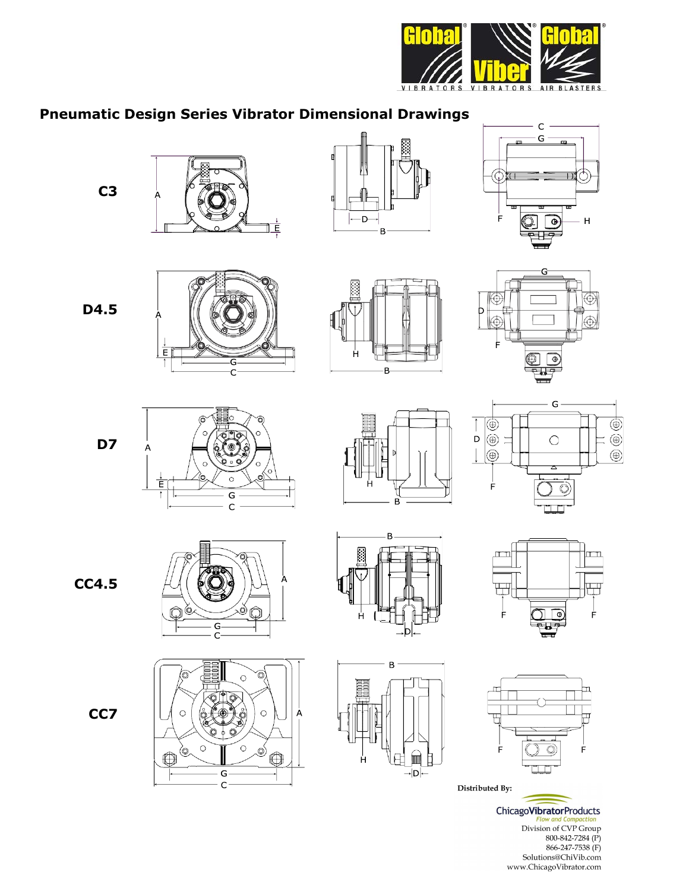# Pneumatic Design Series Vibrator Dimensional Drawings

**C3**

**D4.5**

**D7**

**CC4.5**

**CC7**

Distributed By:

ChicagoVibratorProducts
Flow and Compaction
Division of CVP Group
800-842-7284 (P)
866-247-7538 (F)
Solutions@ChiVib.com
www.ChicagoVibrator.com